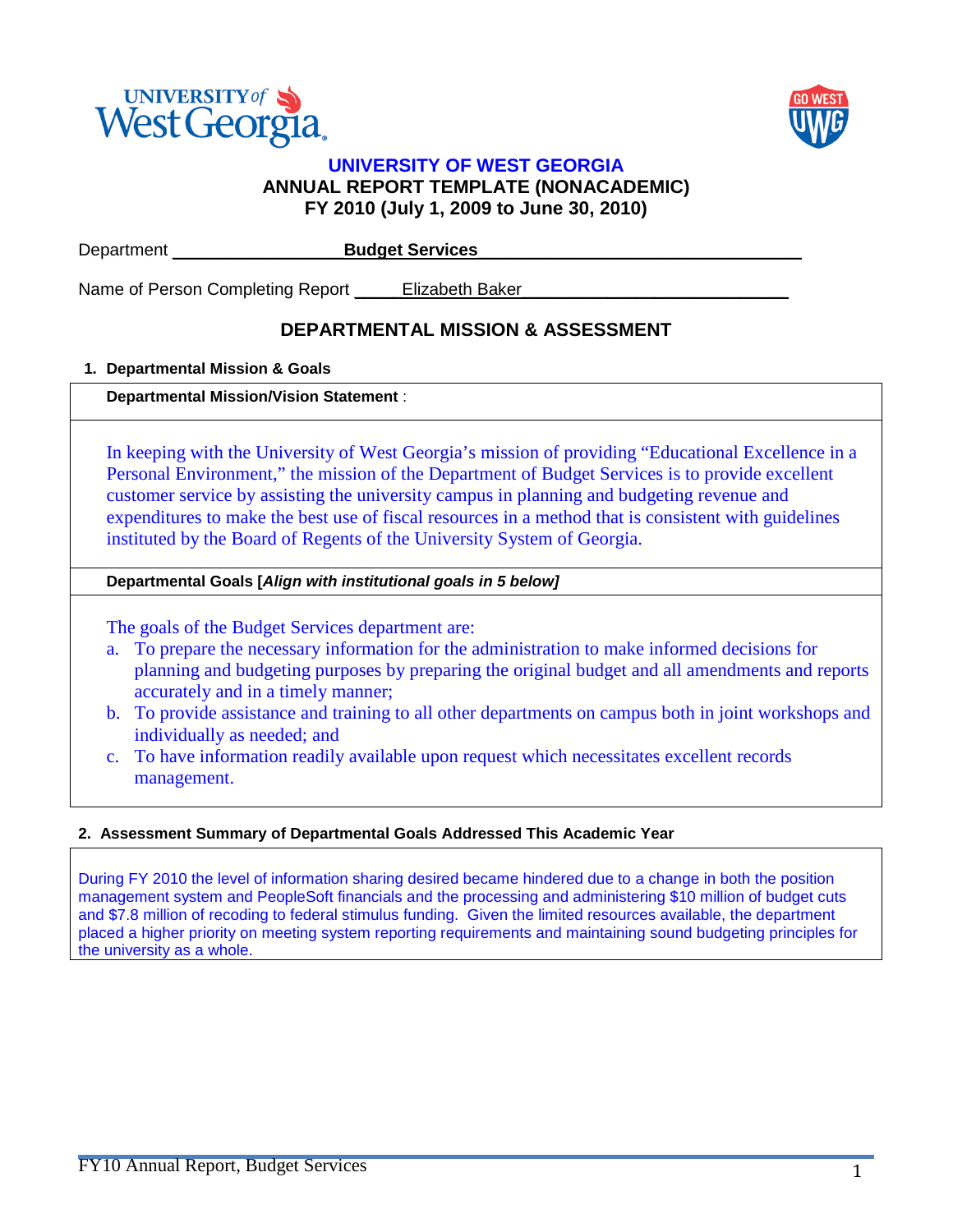# UNIVERSITY OF WEST GEORGIA

## ANNUAL REPORT TEMPLATE (NONACADEMIC)

## FY 2010 (July 1, 2009 to June 30, 2010)

Department **Budget Services**

Name of Person Completing Report Elizabeth Baker

## DEPARTMENTAL MISSION & ASSESSMENT

### 1. Departmental Mission & Goals

**Departmental Mission/Vision Statement** :

In keeping with the University of West Georgia's mission of providing "Educational Excellence in a Personal Environment," the mission of the Department of Budget Services is to provide excellent customer service by assisting the university campus in planning and budgeting revenue and expenditures to make the best use of fiscal resources in a method that is consistent with guidelines instituted by the Board of Regents of the University System of Georgia.

**Departmental Goals [*Align with institutional goals in 5 below*]**

The goals of the Budget Services department are:

a. To prepare the necessary information for the administration to make informed decisions for planning and budgeting purposes by preparing the original budget and all amendments and reports accurately and in a timely manner;
b. To provide assistance and training to all other departments on campus both in joint workshops and individually as needed; and
c. To have information readily available upon request which necessitates excellent records management.

### 2. Assessment Summary of Departmental Goals Addressed This Academic Year

During FY 2010 the level of information sharing desired became hindered due to a change in both the position management system and PeopleSoft financials and the processing and administering $10 million of budget cuts and $7.8 million of recoding to federal stimulus funding. Given the limited resources available, the department placed a higher priority on meeting system reporting requirements and maintaining sound budgeting principles for the university as a whole.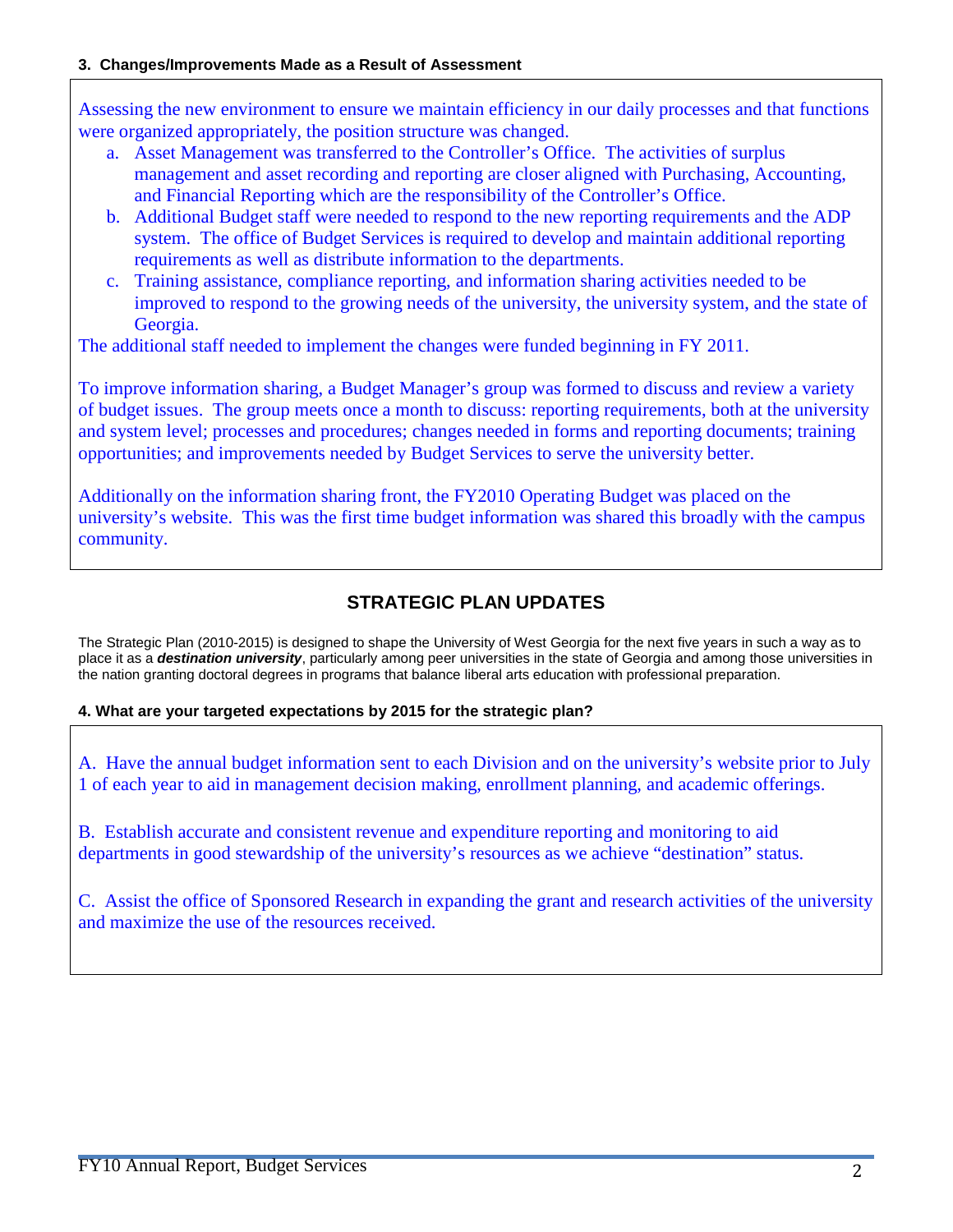**3. Changes/Improvements Made as a Result of Assessment**

Assessing the new environment to ensure we maintain efficiency in our daily processes and that functions were organized appropriately, the position structure was changed.

a. Asset Management was transferred to the Controller's Office. The activities of surplus management and asset recording and reporting are closer aligned with Purchasing, Accounting, and Financial Reporting which are the responsibility of the Controller's Office.
b. Additional Budget staff were needed to respond to the new reporting requirements and the ADP system. The office of Budget Services is required to develop and maintain additional reporting requirements as well as distribute information to the departments.
c. Training assistance, compliance reporting, and information sharing activities needed to be improved to respond to the growing needs of the university, the university system, and the state of Georgia.

The additional staff needed to implement the changes were funded beginning in FY 2011.

To improve information sharing, a Budget Manager's group was formed to discuss and review a variety of budget issues. The group meets once a month to discuss: reporting requirements, both at the university and system level; processes and procedures; changes needed in forms and reporting documents; training opportunities; and improvements needed by Budget Services to serve the university better.

Additionally on the information sharing front, the FY2010 Operating Budget was placed on the university's website. This was the first time budget information was shared this broadly with the campus community.

## STRATEGIC PLAN UPDATES

The Strategic Plan (2010-2015) is designed to shape the University of West Georgia for the next five years in such a way as to place it as a ***destination university***, particularly among peer universities in the state of Georgia and among those universities in the nation granting doctoral degrees in programs that balance liberal arts education with professional preparation.

**4. What are your targeted expectations by 2015 for the strategic plan?**

A. Have the annual budget information sent to each Division and on the university's website prior to July 1 of each year to aid in management decision making, enrollment planning, and academic offerings.

B. Establish accurate and consistent revenue and expenditure reporting and monitoring to aid departments in good stewardship of the university's resources as we achieve "destination" status.

C. Assist the office of Sponsored Research in expanding the grant and research activities of the university and maximize the use of the resources received.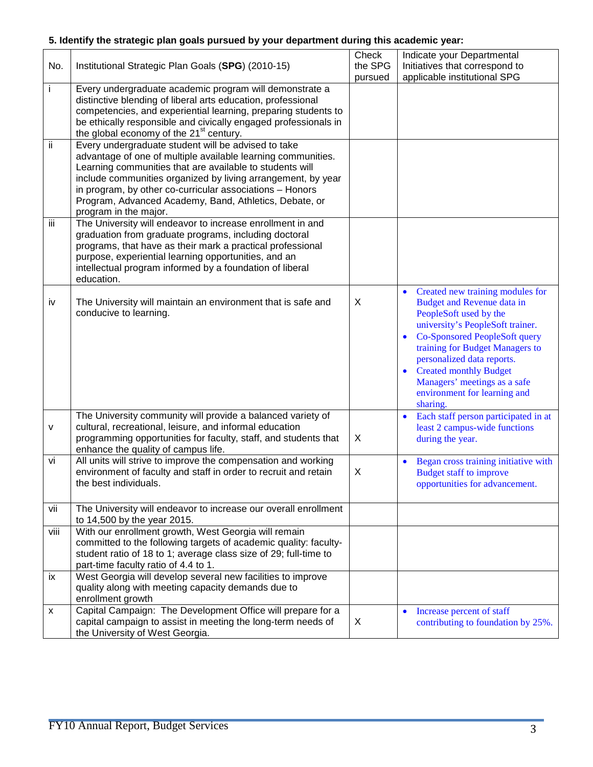**5. Identify the strategic plan goals pursued by your department during this academic year:**

| No. | Institutional Strategic Plan Goals (**SPG**) (2010-15) | Check the SPG pursued | Indicate your Departmental Initiatives that correspond to applicable institutional SPG |
|---|---|---|---|
| i | Every undergraduate academic program will demonstrate a distinctive blending of liberal arts education, professional competencies, and experiential learning, preparing students to be ethically responsible and civically engaged professionals in the global economy of the 21st century. | | |
| ii | Every undergraduate student will be advised to take advantage of one of multiple available learning communities. Learning communities that are available to students will include communities organized by living arrangement, by year in program, by other co-curricular associations – Honors Program, Advanced Academy, Band, Athletics, Debate, or program in the major. | | |
| iii | The University will endeavor to increase enrollment in and graduation from graduate programs, including doctoral programs, that have as their mark a practical professional purpose, experiential learning opportunities, and an intellectual program informed by a foundation of liberal education. | | |
| iv | The University will maintain an environment that is safe and conducive to learning. | X | • Created new training modules for Budget and Revenue data in PeopleSoft used by the university's PeopleSoft trainer. • Co-Sponsored PeopleSoft query training for Budget Managers to personalized data reports. • Created monthly Budget Managers' meetings as a safe environment for learning and sharing. |
| v | The University community will provide a balanced variety of cultural, recreational, leisure, and informal education programming opportunities for faculty, staff, and students that enhance the quality of campus life. | X | • Each staff person participated in at least 2 campus-wide functions during the year. |
| vi | All units will strive to improve the compensation and working environment of faculty and staff in order to recruit and retain the best individuals. | X | • Began cross training initiative with Budget staff to improve opportunities for advancement. |
| vii | The University will endeavor to increase our overall enrollment to 14,500 by the year 2015. | | |
| viii | With our enrollment growth, West Georgia will remain committed to the following targets of academic quality: faculty-student ratio of 18 to 1; average class size of 29; full-time to part-time faculty ratio of 4.4 to 1. | | |
| ix | West Georgia will develop several new facilities to improve quality along with meeting capacity demands due to enrollment growth | | |
| x | Capital Campaign: The Development Office will prepare for a capital campaign to assist in meeting the long-term needs of the University of West Georgia. | X | • Increase percent of staff contributing to foundation by 25%. |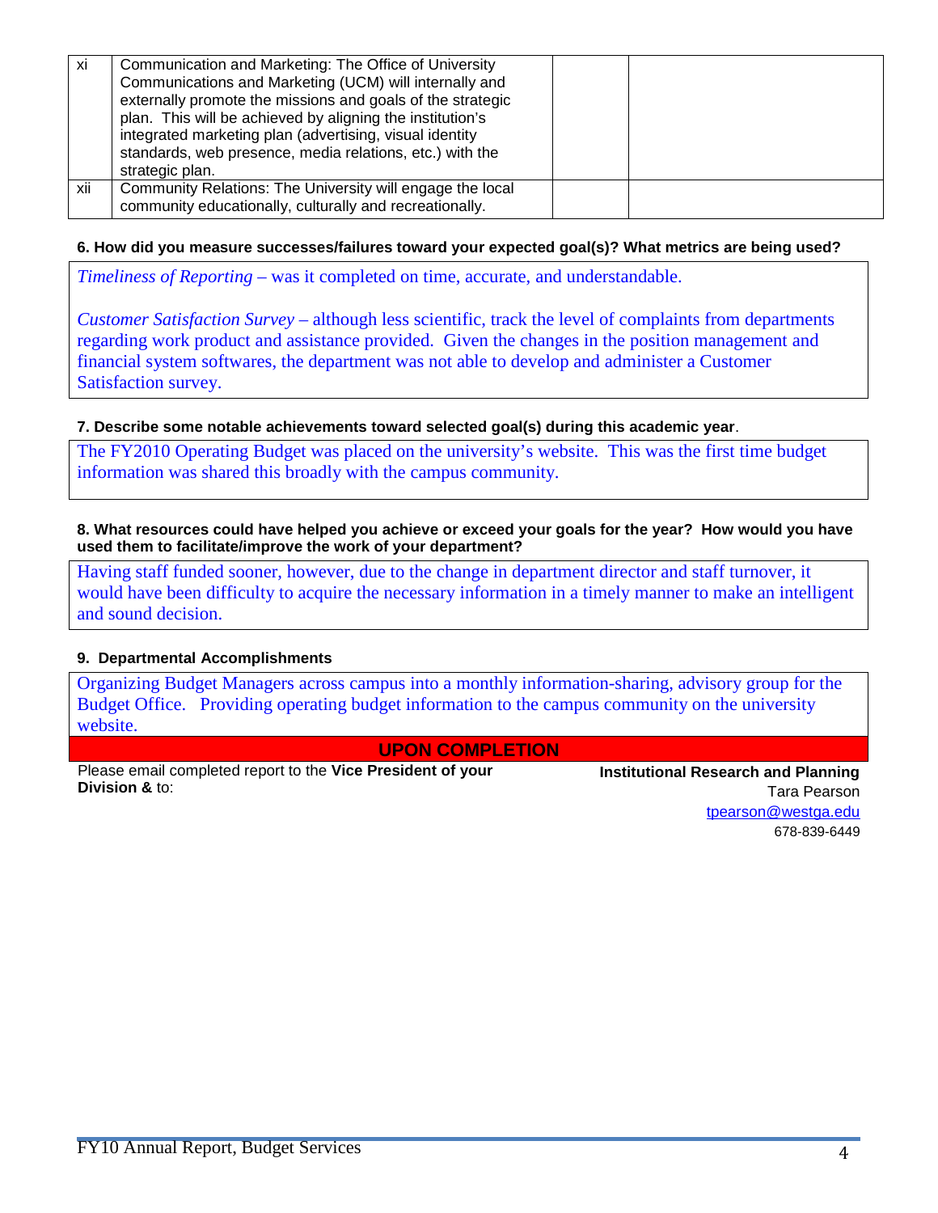| | | | |
|---|---|---|---|
| xi | Communication and Marketing: The Office of University Communications and Marketing (UCM) will internally and externally promote the missions and goals of the strategic plan. This will be achieved by aligning the institution's integrated marketing plan (advertising, visual identity standards, web presence, media relations, etc.) with the strategic plan. | | |
| xii | Community Relations: The University will engage the local community educationally, culturally and recreationally. | | |

**6. How did you measure successes/failures toward your expected goal(s)? What metrics are being used?**

*Timeliness of Reporting* – was it completed on time, accurate, and understandable.

*Customer Satisfaction Survey* – although less scientific, track the level of complaints from departments regarding work product and assistance provided. Given the changes in the position management and financial system softwares, the department was not able to develop and administer a Customer Satisfaction survey.

**7. Describe some notable achievements toward selected goal(s) during this academic year.**

The FY2010 Operating Budget was placed on the university's website. This was the first time budget information was shared this broadly with the campus community.

**8. What resources could have helped you achieve or exceed your goals for the year? How would you have used them to facilitate/improve the work of your department?**

Having staff funded sooner, however, due to the change in department director and staff turnover, it would have been difficulty to acquire the necessary information in a timely manner to make an intelligent and sound decision.

**9. Departmental Accomplishments**

Organizing Budget Managers across campus into a monthly information-sharing, advisory group for the Budget Office. Providing operating budget information to the campus community on the university website.

**UPON COMPLETION**

Please email completed report to the **Vice President of your Division &** to:

**Institutional Research and Planning**
Tara Pearson
tpearson@westga.edu
678-839-6449